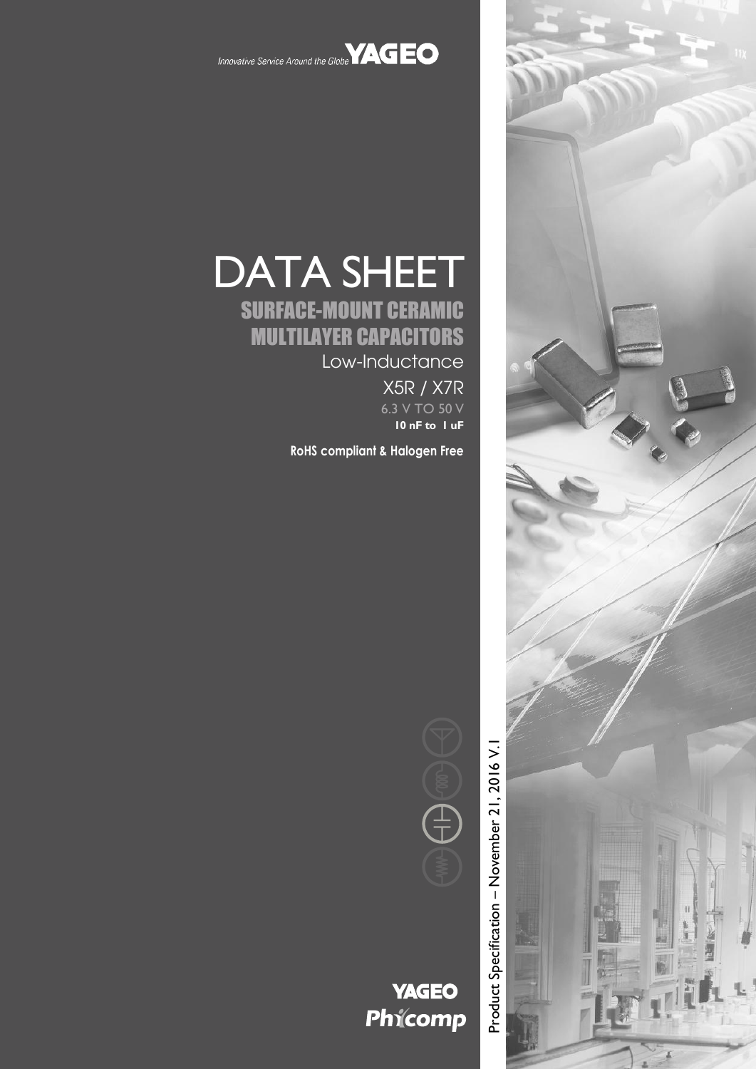Innovative Service Around the Globe **YAGEO**

# DATA SHEET

## SURFACE-MOUNT CERAMIC MULTILAYER CAPACITORS

Low-Inductance

X5R / X7R

6.3 V TO 50 V

**10 nF to 1 uF**

**RoHS compliant & Halogen Free**

Product Specification – November 21, 2016 V.1

**YAGEO**
**Phycomp**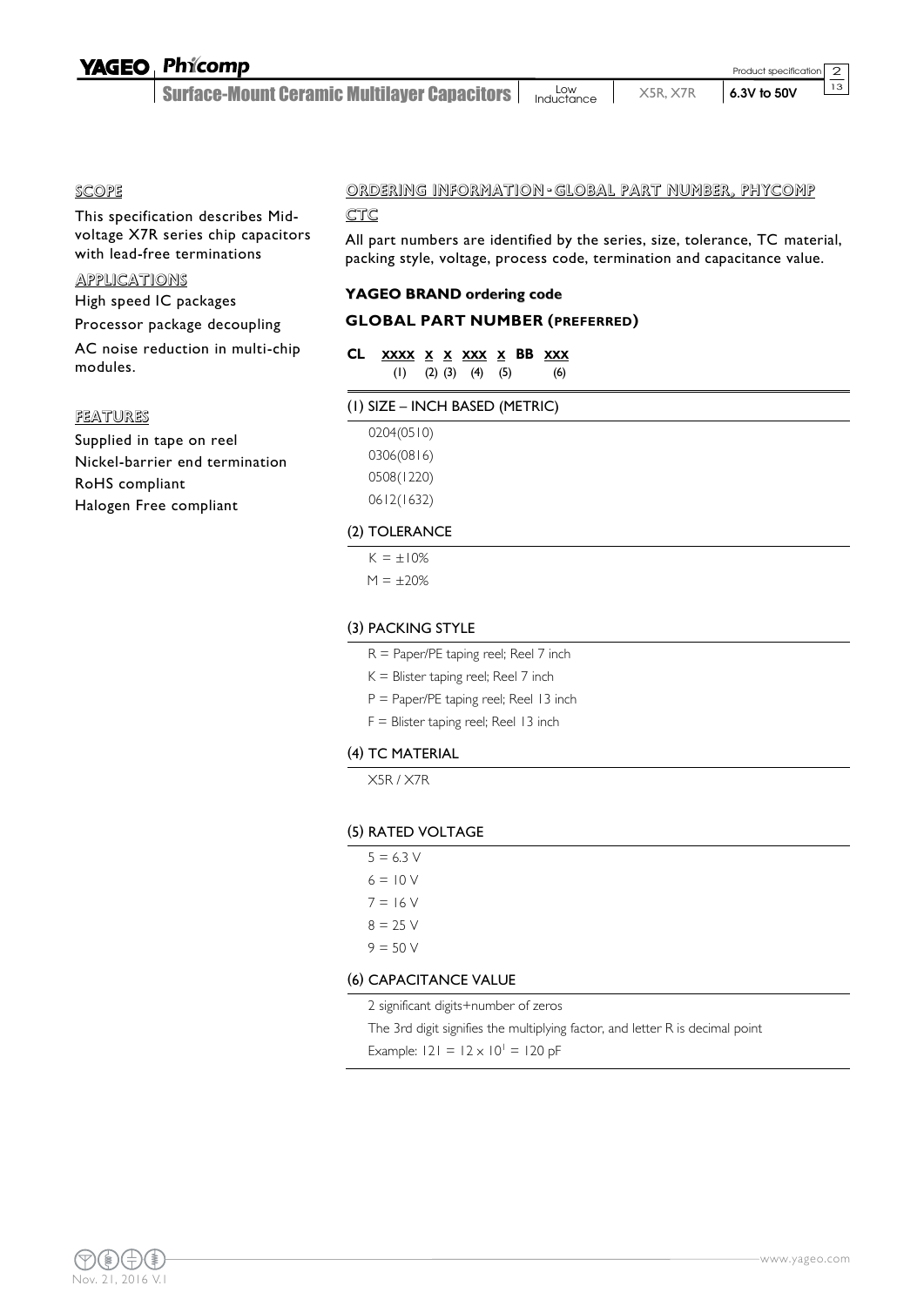## SCOPE

This specification describes Mid-voltage X7R series chip capacitors with lead-free terminations

## APPLICATIONS

High speed IC packages

Processor package decoupling

AC noise reduction in multi-chip modules.

## FEATURES

Supplied in tape on reel

Nickel-barrier end termination

RoHS compliant

Halogen Free compliant

## ORDERING INFORMATION - GLOBAL PART NUMBER, PHYCOMP CTC

All part numbers are identified by the series, size, tolerance, TC material, packing style, voltage, process code, termination and capacitance value.

### YAGEO BRAND ordering code

### GLOBAL PART NUMBER (PREFERRED)

**CL** <u>xxxx</u> <u>x</u> <u>x</u> <u>xxx</u> <u>x</u> **BB** <u>xxx</u>

(1) (2) (3) (4) (5) (6)

#### (1) SIZE – INCH BASED (METRIC)

0204(0510)

0306(0816)

0508(1220)

0612(1632)

#### (2) TOLERANCE

K = ±10%

M = ±20%

#### (3) PACKING STYLE

R = Paper/PE taping reel; Reel 7 inch

K = Blister taping reel; Reel 7 inch

P = Paper/PE taping reel; Reel 13 inch

F = Blister taping reel; Reel 13 inch

#### (4) TC MATERIAL

X5R / X7R

#### (5) RATED VOLTAGE

5 = 6.3 V

6 = 10 V

7 = 16 V

8 = 25 V

9 = 50 V

#### (6) CAPACITANCE VALUE

2 significant digits+number of zeros

The 3rd digit signifies the multiplying factor, and letter R is decimal point

Example: $121 = 12 \times 10^1 = 120$ pF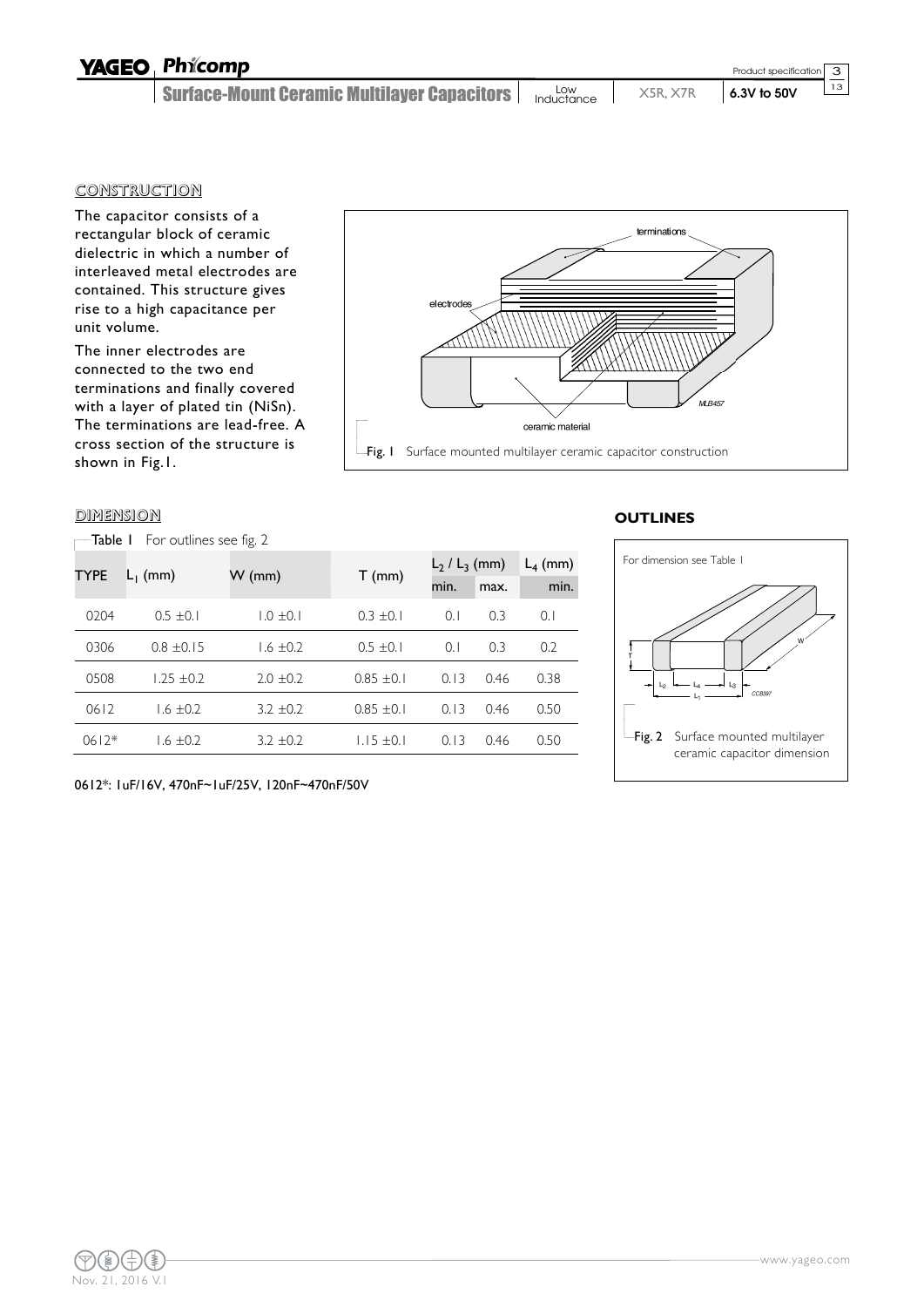## CONSTRUCTION

The capacitor consists of a rectangular block of ceramic dielectric in which a number of interleaved metal electrodes are contained. This structure gives rise to a high capacitance per unit volume.

The inner electrodes are connected to the two end terminations and finally covered with a layer of plated tin (NiSn). The terminations are lead-free. A cross section of the structure is shown in Fig.1.

Fig. 1 Surface mounted multilayer ceramic capacitor construction

## DIMENSION

Table 1 For outlines see fig. 2

| TYPE | $L_1$ (mm) | W (mm) | T (mm) | $L_2$ / $L_3$ (mm) | | $L_4$ (mm) |
|---|---|---|---|---|---|---|
| | | | | min. | max. | min. |
| 0204 | 0.5 ±0.1 | 1.0 ±0.1 | 0.3 ±0.1 | 0.1 | 0.3 | 0.1 |
| 0306 | 0.8 ±0.15 | 1.6 ±0.2 | 0.5 ±0.1 | 0.1 | 0.3 | 0.2 |
| 0508 | 1.25 ±0.2 | 2.0 ±0.2 | 0.85 ±0.1 | 0.13 | 0.46 | 0.38 |
| 0612 | 1.6 ±0.2 | 3.2 ±0.2 | 0.85 ±0.1 | 0.13 | 0.46 | 0.50 |
| 0612* | 1.6 ±0.2 | 3.2 ±0.2 | 1.15 ±0.1 | 0.13 | 0.46 | 0.50 |

0612*: 1uF/16V, 470nF~1uF/25V, 120nF~470nF/50V

## OUTLINES

For dimension see Table 1

Fig. 2 Surface mounted multilayer ceramic capacitor dimension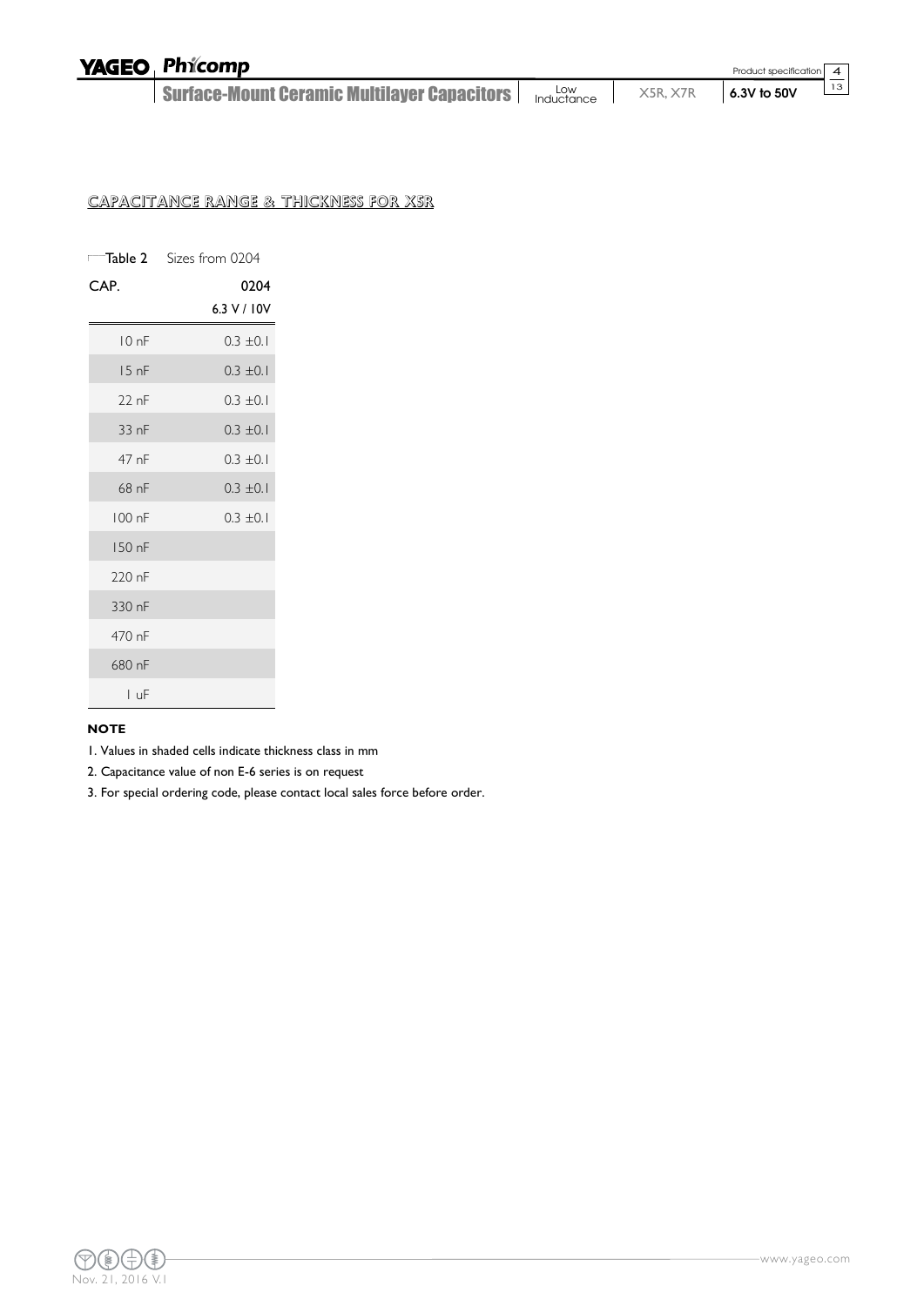## CAPACITANCE RANGE & THICKNESS FOR X5R

Table 2 Sizes from 0204

| CAP. | 0204 |
|---|---|
| | 6.3 V / 10V |
| 10 nF | 0.3 ±0.1 |
| 15 nF | 0.3 ±0.1 |
| 22 nF | 0.3 ±0.1 |
| 33 nF | 0.3 ±0.1 |
| 47 nF | 0.3 ±0.1 |
| 68 nF | 0.3 ±0.1 |
| 100 nF | 0.3 ±0.1 |
| 150 nF | |
| 220 nF | |
| 330 nF | |
| 470 nF | |
| 680 nF | |
| 1 uF | |

**NOTE**

1. Values in shaded cells indicate thickness class in mm
2. Capacitance value of non E-6 series is on request
3. For special ordering code, please contact local sales force before order.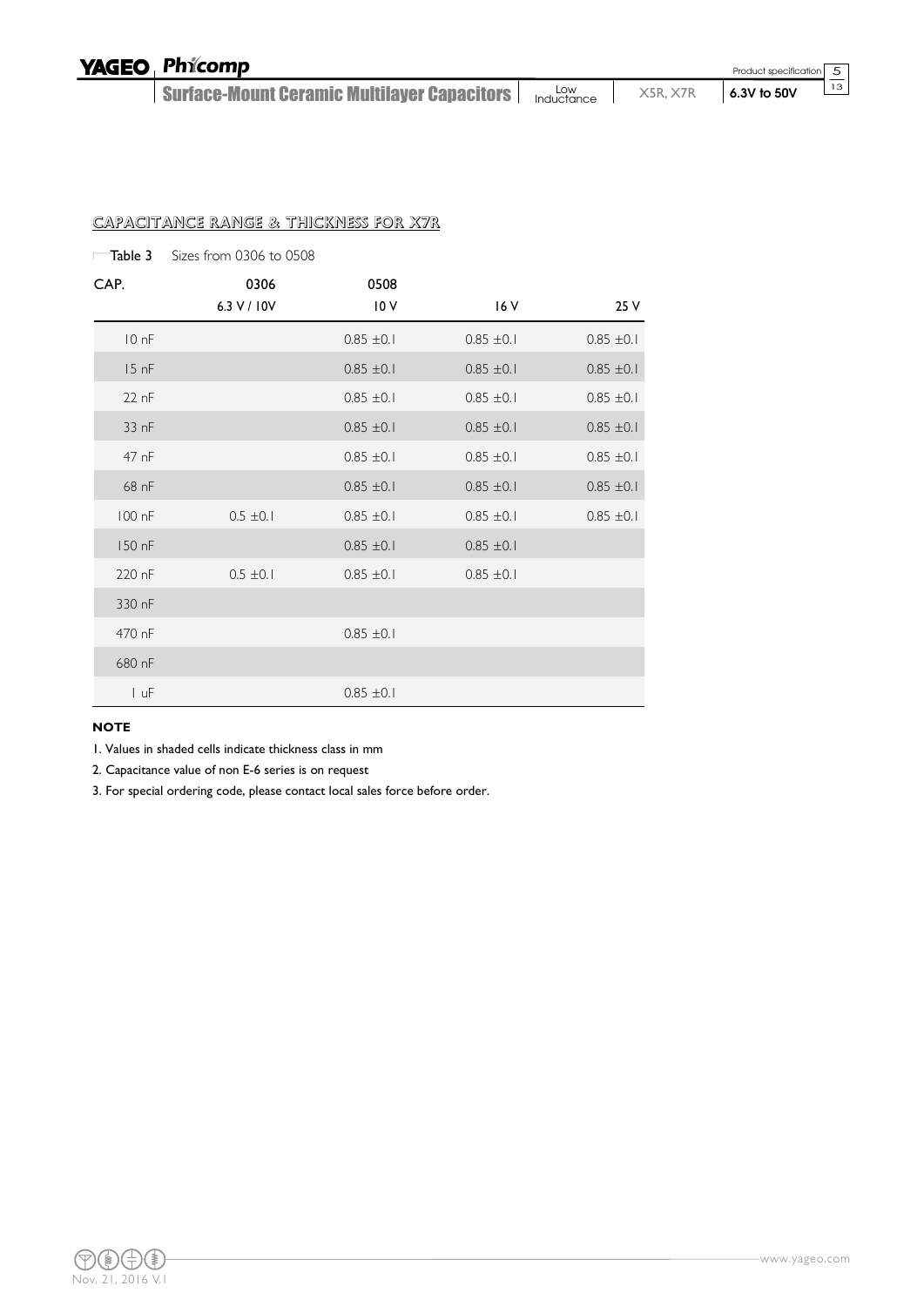## CAPACITANCE RANGE & THICKNESS FOR X7R

Table 3 Sizes from 0306 to 0508

| CAP. | 0306 | 0508 | | |
|---|---|---|---|---|
| | 6.3 V / 10V | 10 V | 16 V | 25 V |
| 10 nF | | 0.85 ±0.1 | 0.85 ±0.1 | 0.85 ±0.1 |
| 15 nF | | 0.85 ±0.1 | 0.85 ±0.1 | 0.85 ±0.1 |
| 22 nF | | 0.85 ±0.1 | 0.85 ±0.1 | 0.85 ±0.1 |
| 33 nF | | 0.85 ±0.1 | 0.85 ±0.1 | 0.85 ±0.1 |
| 47 nF | | 0.85 ±0.1 | 0.85 ±0.1 | 0.85 ±0.1 |
| 68 nF | | 0.85 ±0.1 | 0.85 ±0.1 | 0.85 ±0.1 |
| 100 nF | 0.5 ±0.1 | 0.85 ±0.1 | 0.85 ±0.1 | 0.85 ±0.1 |
| 150 nF | | 0.85 ±0.1 | 0.85 ±0.1 | |
| 220 nF | 0.5 ±0.1 | 0.85 ±0.1 | 0.85 ±0.1 | |
| 330 nF | | | | |
| 470 nF | | 0.85 ±0.1 | | |
| 680 nF | | | | |
| 1 uF | | 0.85 ±0.1 | | |

**NOTE**

1. Values in shaded cells indicate thickness class in mm
2. Capacitance value of non E-6 series is on request
3. For special ordering code, please contact local sales force before order.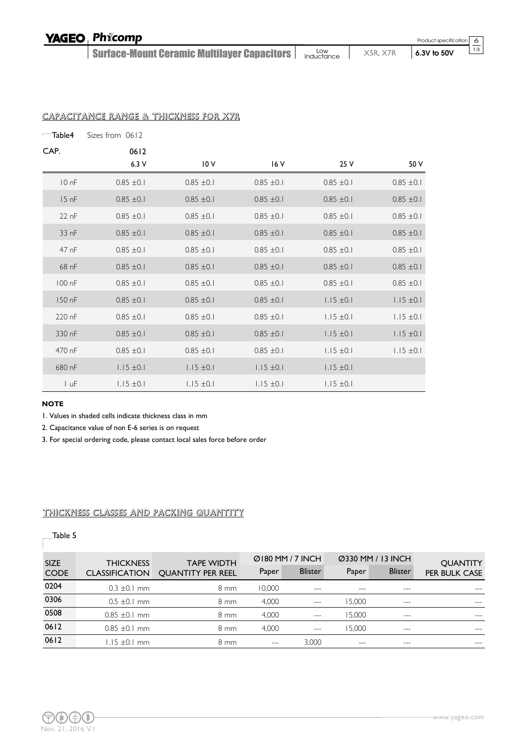## CAPACITANCE RANGE & THICKNESS FOR X7R

Table4 Sizes from 0612

| CAP. | 0612 | | | | |
|---|---|---|---|---|---|
| | 6.3 V | 10 V | 16 V | 25 V | 50 V |
| 10 nF | 0.85 ±0.1 | 0.85 ±0.1 | 0.85 ±0.1 | 0.85 ±0.1 | 0.85 ±0.1 |
| 15 nF | 0.85 ±0.1 | 0.85 ±0.1 | 0.85 ±0.1 | 0.85 ±0.1 | 0.85 ±0.1 |
| 22 nF | 0.85 ±0.1 | 0.85 ±0.1 | 0.85 ±0.1 | 0.85 ±0.1 | 0.85 ±0.1 |
| 33 nF | 0.85 ±0.1 | 0.85 ±0.1 | 0.85 ±0.1 | 0.85 ±0.1 | 0.85 ±0.1 |
| 47 nF | 0.85 ±0.1 | 0.85 ±0.1 | 0.85 ±0.1 | 0.85 ±0.1 | 0.85 ±0.1 |
| 68 nF | 0.85 ±0.1 | 0.85 ±0.1 | 0.85 ±0.1 | 0.85 ±0.1 | 0.85 ±0.1 |
| 100 nF | 0.85 ±0.1 | 0.85 ±0.1 | 0.85 ±0.1 | 0.85 ±0.1 | 0.85 ±0.1 |
| 150 nF | 0.85 ±0.1 | 0.85 ±0.1 | 0.85 ±0.1 | 1.15 ±0.1 | 1.15 ±0.1 |
| 220 nF | 0.85 ±0.1 | 0.85 ±0.1 | 0.85 ±0.1 | 1.15 ±0.1 | 1.15 ±0.1 |
| 330 nF | 0.85 ±0.1 | 0.85 ±0.1 | 0.85 ±0.1 | 1.15 ±0.1 | 1.15 ±0.1 |
| 470 nF | 0.85 ±0.1 | 0.85 ±0.1 | 0.85 ±0.1 | 1.15 ±0.1 | 1.15 ±0.1 |
| 680 nF | 1.15 ±0.1 | 1.15 ±0.1 | 1.15 ±0.1 | 1.15 ±0.1 | |
| 1 uF | 1.15 ±0.1 | 1.15 ±0.1 | 1.15 ±0.1 | 1.15 ±0.1 | |

**NOTE**

1. Values in shaded cells indicate thickness class in mm
2. Capacitance value of non E-6 series is on request
3. For special ordering code, please contact local sales force before order

## THICKNESS CLASSES AND PACKING QUANTITY

Table 5

| SIZE CODE | THICKNESS CLASSIFICATION | TAPE WIDTH QUANTITY PER REEL | Ø180 MM / 7 INCH | | Ø330 MM / 13 INCH | | QUANTITY PER BULK CASE |
|---|---|---|---|---|---|---|---|
| | | | Paper | Blister | Paper | Blister | |
| 0204 | 0.3 ±0.1 mm | 8 mm | 10,000 | --- | --- | --- | --- |
| 0306 | 0.5 ±0.1 mm | 8 mm | 4,000 | --- | 15,000 | --- | --- |
| 0508 | 0.85 ±0.1 mm | 8 mm | 4,000 | --- | 15,000 | --- | --- |
| 0612 | 0.85 ±0.1 mm | 8 mm | 4,000 | --- | 15,000 | --- | --- |
| 0612 | 1.15 ±0.1 mm | 8 mm | --- | 3,000 | --- | --- | --- |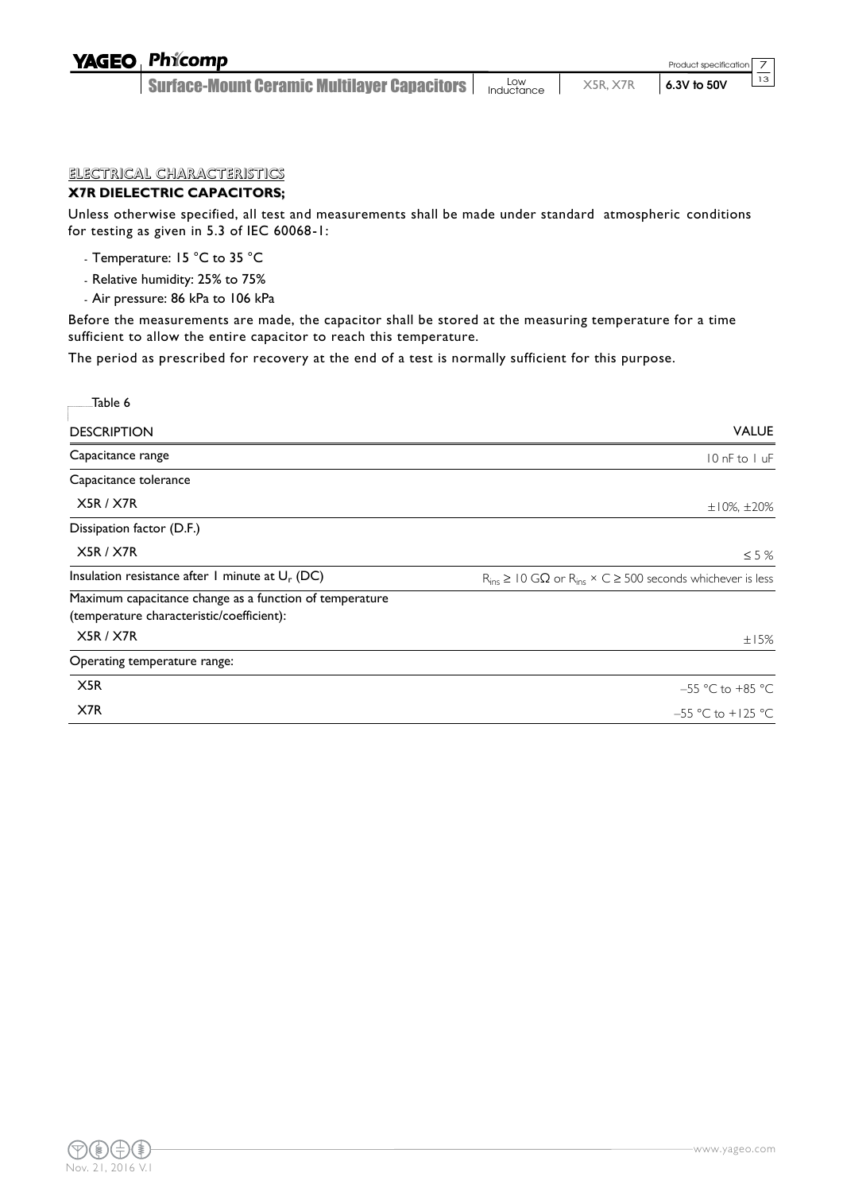## ELECTRICAL CHARACTERISTICS

### X7R DIELECTRIC CAPACITORS;

Unless otherwise specified, all test and measurements shall be made under standard atmospheric conditions for testing as given in 5.3 of IEC 60068-1:

- Temperature: 15 °C to 35 °C
- Relative humidity: 25% to 75%
- Air pressure: 86 kPa to 106 kPa

Before the measurements are made, the capacitor shall be stored at the measuring temperature for a time sufficient to allow the entire capacitor to reach this temperature.

The period as prescribed for recovery at the end of a test is normally sufficient for this purpose.

Table 6

| DESCRIPTION | VALUE |
|---|---|
| Capacitance range | 10 nF to 1 uF |
| Capacitance tolerance | |
| X5R / X7R | ±10%, ±20% |
| Dissipation factor (D.F.) | |
| X5R / X7R | ≤ 5 % |
| Insulation resistance after 1 minute at $U_r$ (DC) | $R_{ins} \geq 10\ G\Omega$ or $R_{ins} \times C \geq 500$ seconds whichever is less |
| Maximum capacitance change as a function of temperature (temperature characteristic/coefficient): | |
| X5R / X7R | ±15% |
| Operating temperature range: | |
| X5R | –55 °C to +85 °C |
| X7R | –55 °C to +125 °C |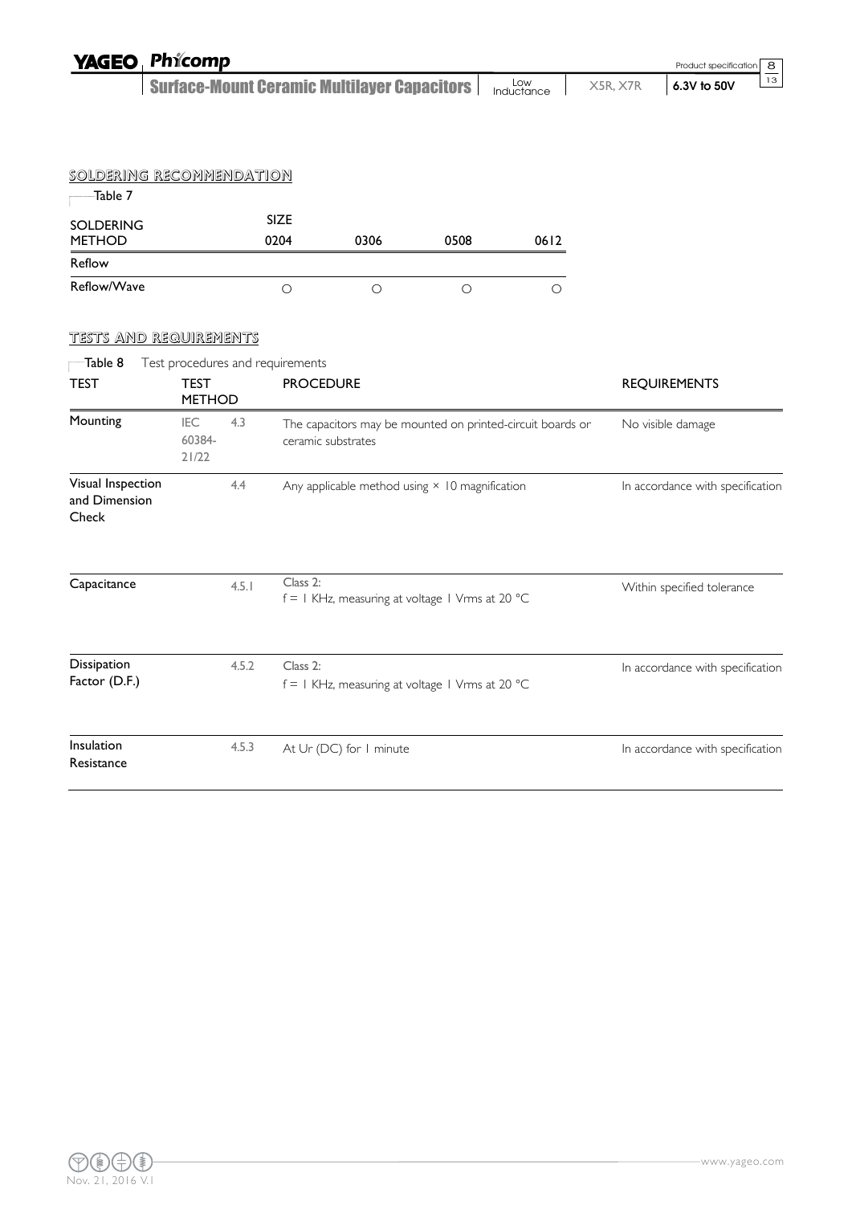## SOLDERING RECOMMENDATION

Table 7

| SOLDERING METHOD | SIZE 0204 | 0306 | 0508 | 0612 |
|---|---|---|---|---|
| Reflow | | | | |
| Reflow/Wave | ○ | ○ | ○ | ○ |

## TESTS AND REQUIREMENTS

Table 8 Test procedures and requirements

| TEST | TEST METHOD | | PROCEDURE | REQUIREMENTS |
|---|---|---|---|---|
| Mounting | IEC 60384-21/22 | 4.3 | The capacitors may be mounted on printed-circuit boards or ceramic substrates | No visible damage |
| Visual Inspection and Dimension Check | | 4.4 | Any applicable method using × 10 magnification | In accordance with specification |
| Capacitance | | 4.5.1 | Class 2:<br>f = 1 KHz, measuring at voltage 1 Vrms at 20 °C | Within specified tolerance |
| Dissipation Factor (D.F.) | | 4.5.2 | Class 2:<br>f = 1 KHz, measuring at voltage 1 Vrms at 20 °C | In accordance with specification |
| Insulation Resistance | | 4.5.3 | At Ur (DC) for 1 minute | In accordance with specification |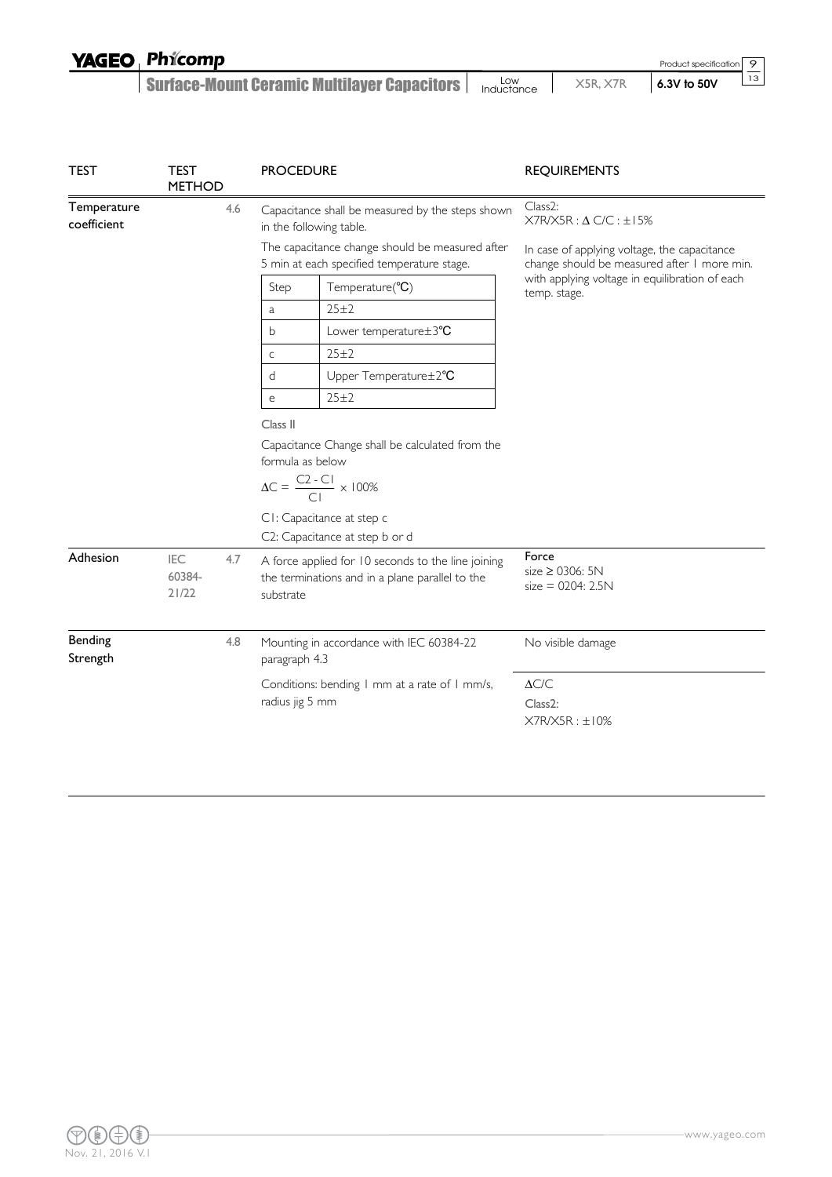| TEST | TEST METHOD | | PROCEDURE | REQUIREMENTS |
|---|---|---|---|---|
| Temperature coefficient | | 4.6 | Capacitance shall be measured by the steps shown in the following table.<br><br>The capacitance change should be measured after 5 min at each specified temperature stage.<br><br>Step / Temperature(℃):<br>a: 25±2<br>b: Lower temperature±3℃<br>c: 25±2<br>d: Upper Temperature±2℃<br>e: 25±2<br><br>Class II<br><br>Capacitance Change shall be calculated from the formula as below<br><br>$\Delta C = \frac{C2 - C1}{C1} \times 100\%$<br><br>C1: Capacitance at step c<br>C2: Capacitance at step b or d | Class2:<br>X7R/X5R : Δ C/C : ±15%<br><br>In case of applying voltage, the capacitance change should be measured after 1 more min. with applying voltage in equilibration of each temp. stage. |
| Adhesion | IEC 60384-21/22 | 4.7 | A force applied for 10 seconds to the line joining the terminations and in a plane parallel to the substrate | Force<br>size ≥ 0306: 5N<br>size = 0204: 2.5N |
| Bending Strength | | 4.8 | Mounting in accordance with IEC 60384-22 paragraph 4.3<br><br>Conditions: bending 1 mm at a rate of 1 mm/s, radius jig 5 mm | No visible damage<br><br>ΔC/C<br>Class2:<br>X7R/X5R : ±10% |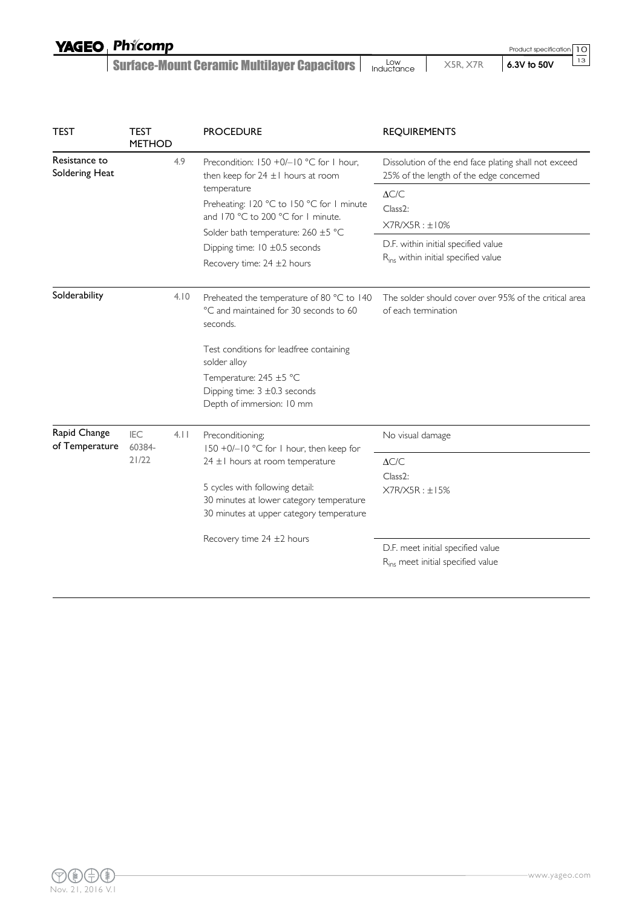| TEST | TEST METHOD | | PROCEDURE | REQUIREMENTS |
|---|---|---|---|---|
| Resistance to Soldering Heat | | 4.9 | Precondition: 150 +0/−10 °C for 1 hour, then keep for 24 ±1 hours at room temperature<br>Preheating: 120 °C to 150 °C for 1 minute and 170 °C to 200 °C for 1 minute.<br>Solder bath temperature: 260 ±5 °C<br>Dipping time: 10 ±0.5 seconds<br>Recovery time: 24 ±2 hours | Dissolution of the end face plating shall not exceed 25% of the length of the edge concerned<br>ΔC/C<br>Class2:<br>X7R/X5R : ±10%<br>D.F. within initial specified value<br>$R_{ins}$ within initial specified value |
| Solderability | | 4.10 | Preheated the temperature of 80 °C to 140 °C and maintained for 30 seconds to 60 seconds.<br>Test conditions for leadfree containing solder alloy<br>Temperature: 245 ±5 °C<br>Dipping time: 3 ±0.3 seconds<br>Depth of immersion: 10 mm | The solder should cover over 95% of the critical area of each termination |
| Rapid Change of Temperature | IEC 60384-21/22 | 4.11 | Preconditioning;<br>150 +0/−10 °C for 1 hour, then keep for 24 ±1 hours at room temperature<br>5 cycles with following detail:<br>30 minutes at lower category temperature<br>30 minutes at upper category temperature<br>Recovery time 24 ±2 hours | No visual damage<br>ΔC/C<br>Class2:<br>X7R/X5R : ±15%<br>D.F. meet initial specified value<br>$R_{ins}$ meet initial specified value |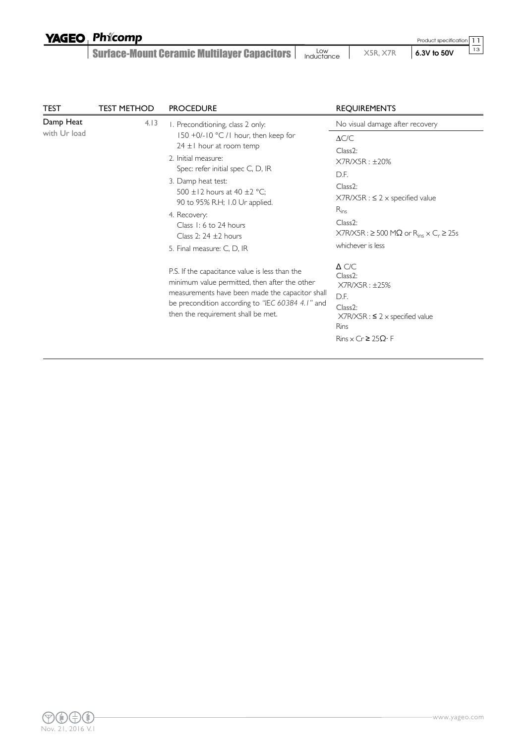| TEST | TEST METHOD | PROCEDURE | REQUIREMENTS |
|---|---|---|---|
| Damp Heat with Ur load | 4.13 | 1. Preconditioning, class 2 only: 150 +0/-10 °C /1 hour, then keep for 24 ±1 hour at room temp<br>2. Initial measure: Spec: refer initial spec C, D, IR<br>3. Damp heat test: 500 ±12 hours at 40 ±2 °C; 90 to 95% R.H; 1.0 Ur applied.<br>4. Recovery: Class 1: 6 to 24 hours Class 2: 24 ±2 hours<br>5. Final measure: C, D, IR | No visual damage after recovery<br><br>ΔC/C<br>Class2:<br>X7R/X5R : ±20%<br>D.F.<br>Class2:<br>X7R/X5R : ≤ 2 × specified value<br>$R_{ins}$<br>Class2:<br>X7R/X5R : ≥ 500 MΩ or $R_{ins} \times C_r \geq 25s$<br>whichever is less |
| | | P.S. If the capacitance value is less than the minimum value permitted, then after the other measurements have been made the capacitor shall be precondition according to *"IEC 60384 4.1"* and then the requirement shall be met. | Δ C/C<br>Class2:<br>X7R/X5R : ±25%<br>D.F.<br>Class2:<br>X7R/X5R : ≤ 2 × specified value<br>Rins<br>Rins × Cr ≥ 25Ω· F |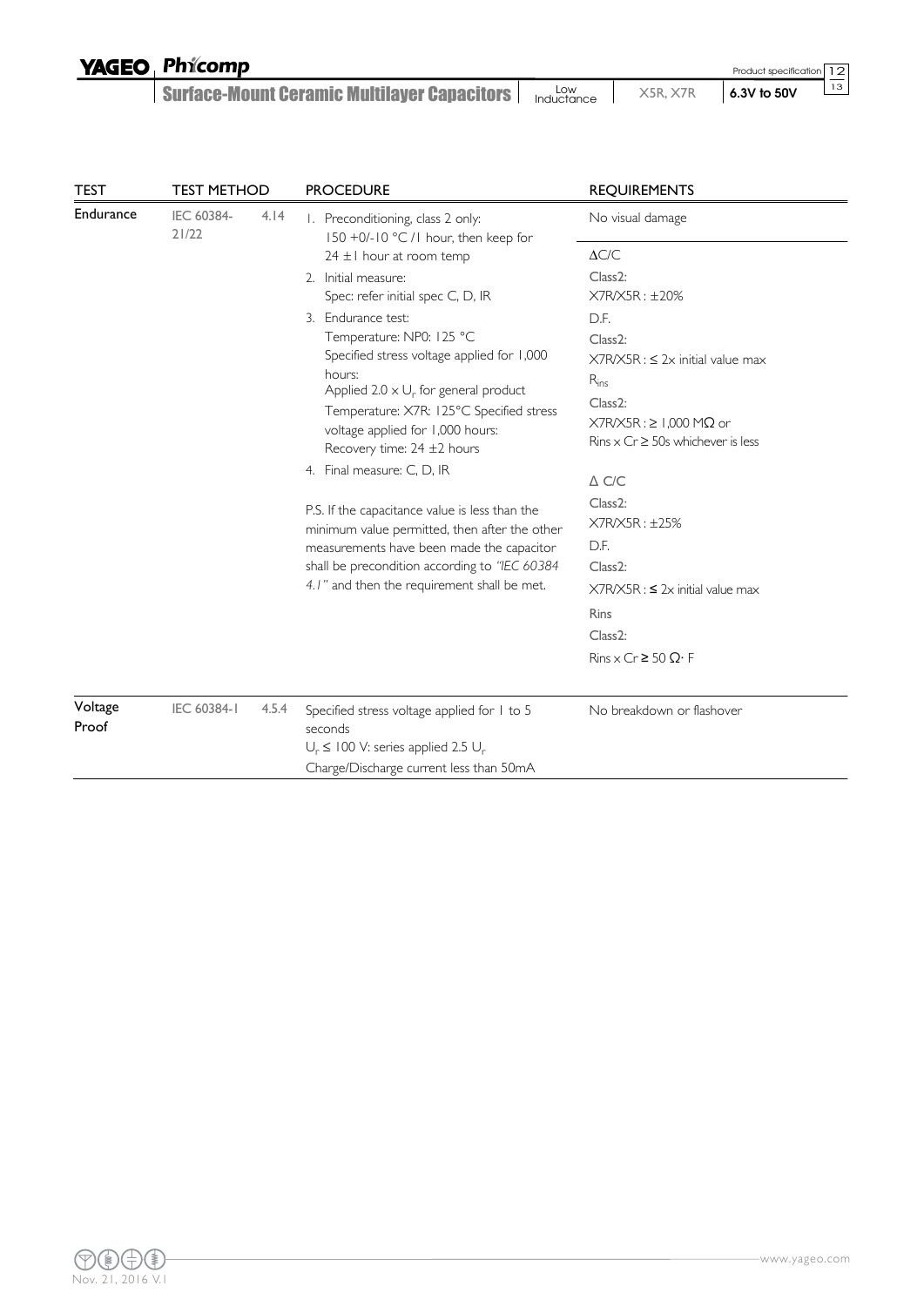| TEST | TEST METHOD | | PROCEDURE | REQUIREMENTS |
|---|---|---|---|---|
| Endurance | IEC 60384-21/22 | 4.14 | 1. Preconditioning, class 2 only: 150 +0/-10 °C /1 hour, then keep for 24 ±1 hour at room temp<br>2. Initial measure: Spec: refer initial spec C, D, IR<br>3. Endurance test: Temperature: NP0: 125 °C Specified stress voltage applied for 1,000 hours: Applied 2.0 × $U_r$ for general product Temperature: X7R: 125°C Specified stress voltage applied for 1,000 hours: Recovery time: 24 ±2 hours<br>4. Final measure: C, D, IR<br><br>P.S. If the capacitance value is less than the minimum value permitted, then after the other measurements have been made the capacitor shall be precondition according to *"IEC 60384 4.1"* and then the requirement shall be met. | No visual damage<br><br>ΔC/C<br>Class2:<br>X7R/X5R : ±20%<br>D.F.<br>Class2:<br>X7R/X5R : ≤ 2x initial value max<br>$R_{ins}$<br>Class2:<br>X7R/X5R : ≥ 1,000 MΩ or Rins x Cr ≥ 50s whichever is less<br><br>Δ C/C<br>Class2:<br>X7R/X5R : ±25%<br>D.F.<br>Class2:<br>X7R/X5R : ≤ 2x initial value max<br>Rins<br>Class2:<br>Rins x Cr ≥ 50 Ω· F |
| Voltage Proof | IEC 60384-1 | 4.5.4 | Specified stress voltage applied for 1 to 5 seconds<br>$U_r$ ≤ 100 V: series applied 2.5 $U_r$<br>Charge/Discharge current less than 50mA | No breakdown or flashover |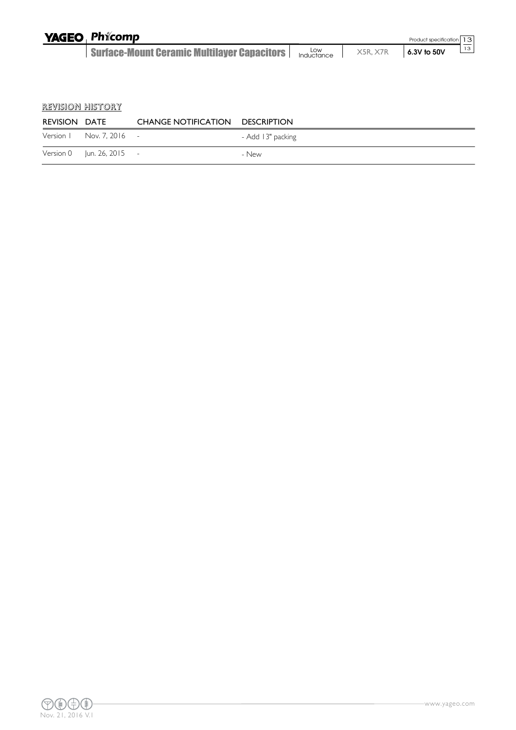## REVISION HISTORY

| REVISION | DATE | CHANGE NOTIFICATION | DESCRIPTION |
| --- | --- | --- | --- |
| Version 1 | Nov. 7, 2016 | - | - Add 13" packing |
| Version 0 | Jun. 26, 2015 | - | - New |